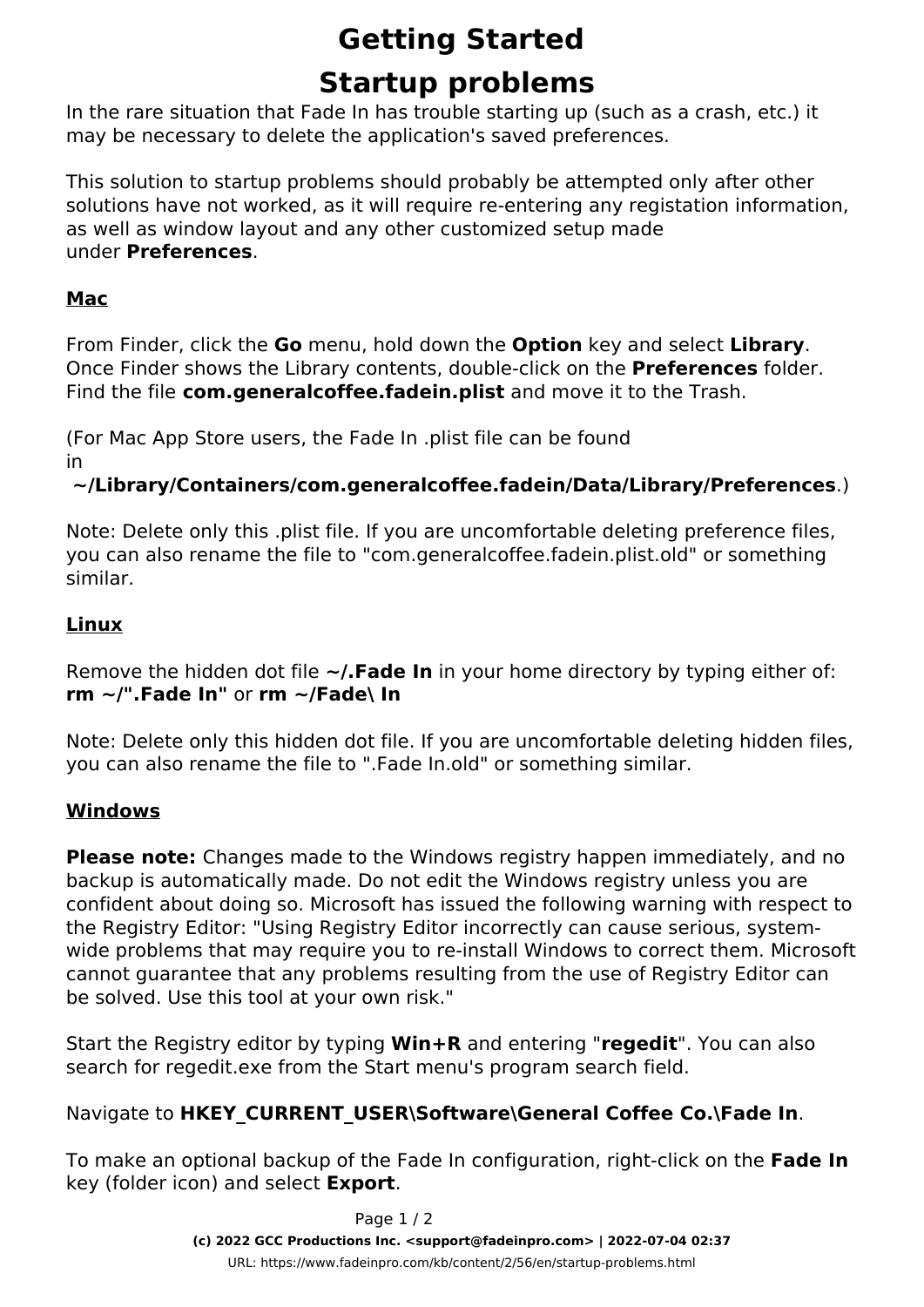# Getting Started

# Startup problems

In the rare situation that Fade In has trouble starting up (such as a crash, etc.) it may be necessary to delete the application's saved preferences.

This solution to startup problems should probably be attempted only after other solutions have not worked, as it will require re-entering any registation information, as well as window layout and any other customized setup made under **Preferences**.

## Mac

From Finder, click the **Go** menu, hold down the **Option** key and select **Library**. Once Finder shows the Library contents, double-click on the **Preferences** folder. Find the file **com.generalcoffee.fadein.plist** and move it to the Trash.

(For Mac App Store users, the Fade In .plist file can be found in **~/Library/Containers/com.generalcoffee.fadein/Data/Library/Preferences**.)

Note: Delete only this .plist file. If you are uncomfortable deleting preference files, you can also rename the file to "com.generalcoffee.fadein.plist.old" or something similar.

## Linux

Remove the hidden dot file **~/.Fade In** in your home directory by typing either of: **rm ~/".Fade In"** or **rm ~/Fade\ In**

Note: Delete only this hidden dot file. If you are uncomfortable deleting hidden files, you can also rename the file to ".Fade In.old" or something similar.

## Windows

**Please note:** Changes made to the Windows registry happen immediately, and no backup is automatically made. Do not edit the Windows registry unless you are confident about doing so. Microsoft has issued the following warning with respect to the Registry Editor: "Using Registry Editor incorrectly can cause serious, system-wide problems that may require you to re-install Windows to correct them. Microsoft cannot guarantee that any problems resulting from the use of Registry Editor can be solved. Use this tool at your own risk."

Start the Registry editor by typing **Win+R** and entering "**regedit**". You can also search for regedit.exe from the Start menu's program search field.

Navigate to **HKEY_CURRENT_USER\Software\General Coffee Co.\Fade In**.

To make an optional backup of the Fade In configuration, right-click on the **Fade In** key (folder icon) and select **Export**.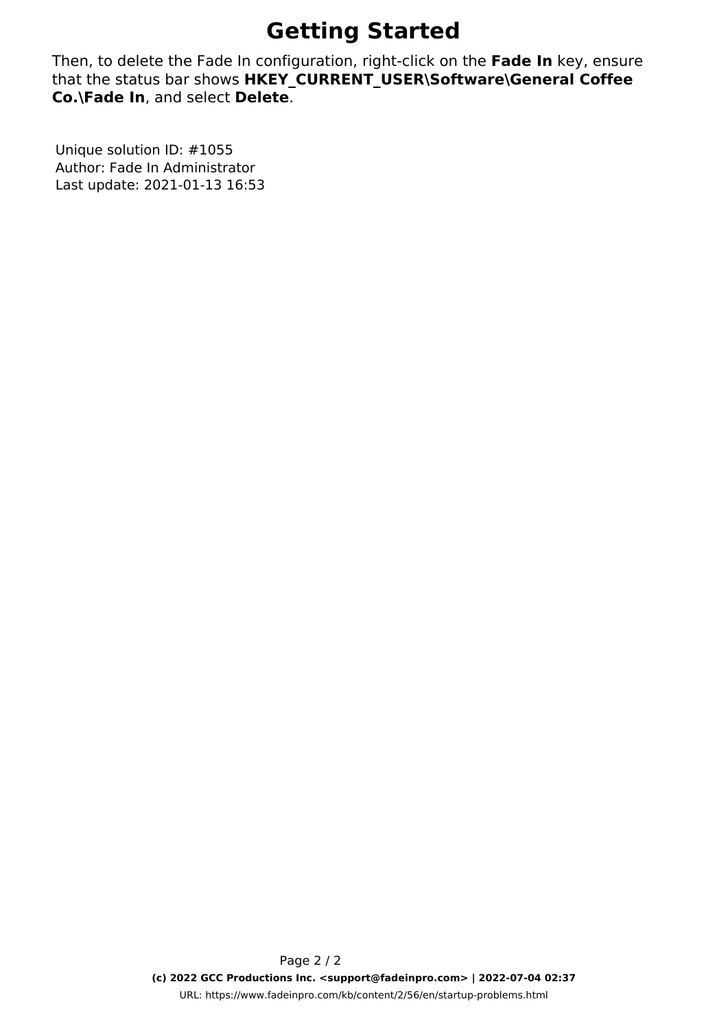Then, to delete the Fade In configuration, right-click on the **Fade In** key, ensure that the status bar shows **HKEY_CURRENT_USER\Software\General Coffee Co.\Fade In**, and select **Delete**.

Unique solution ID: #1055
Author: Fade In Administrator
Last update: 2021-01-13 16:53